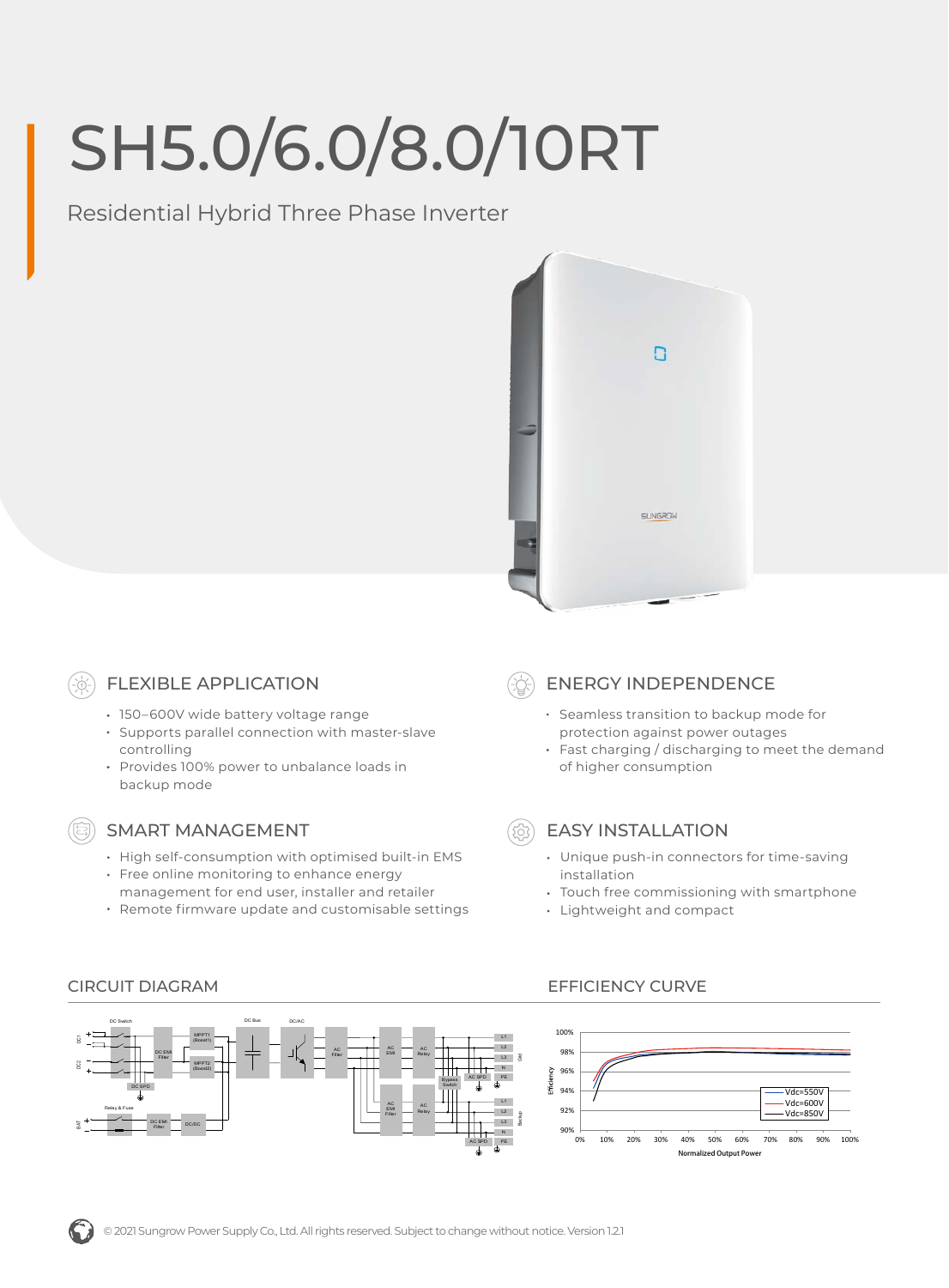# SH5.0/6.0/8.0/10RT

Residential Hybrid Three Phase Inverter

## FLEXIBLE APPLICATION

- 150–600V wide battery voltage range
- Supports parallel connection with master-slave controlling
- Provides 100% power to unbalance loads in backup mode

## SMART MANAGEMENT

- High self-consumption with optimised built-in EMS
- Free online monitoring to enhance energy management for end user, installer and retailer
- Remote firmware update and customisable settings

## ENERGY INDEPENDENCE

- Seamless transition to backup mode for protection against power outages
- Fast charging / discharging to meet the demand of higher consumption

## EASY INSTALLATION

- Unique push-in connectors for time-saving installation
- Touch free commissioning with smartphone
- Lightweight and compact

## CIRCUIT DIAGRAM

DC Switch
DC Bus
DC/AC
DC1
DC2
MPPT1 (Boost1)
MPPT2 (Boost2)
DC EMI Filter
DC SPD
AC Filter
AC EMI
AC Relay
Bypass Switch
AC SPD
Grid
L1
L2
L3
N
PE
Relay & Fuse
BAT
DC EMI Filter
DC/DC
AC EMI Filter
AC Relay
Backup
L1
L2
L3
N
AC SPD
PE

## EFFICIENCY CURVE

Efficiency
100%
98%
96%
94%
92%
90%
0%
10%
20%
30%
40%
50%
60%
70%
80%
90%
100%
Normalized Output Power
Vdc=550V
Vdc=600V
Vdc=850V

© 2021 Sungrow Power Supply Co., Ltd. All rights reserved. Subject to change without notice. Version 1.2.1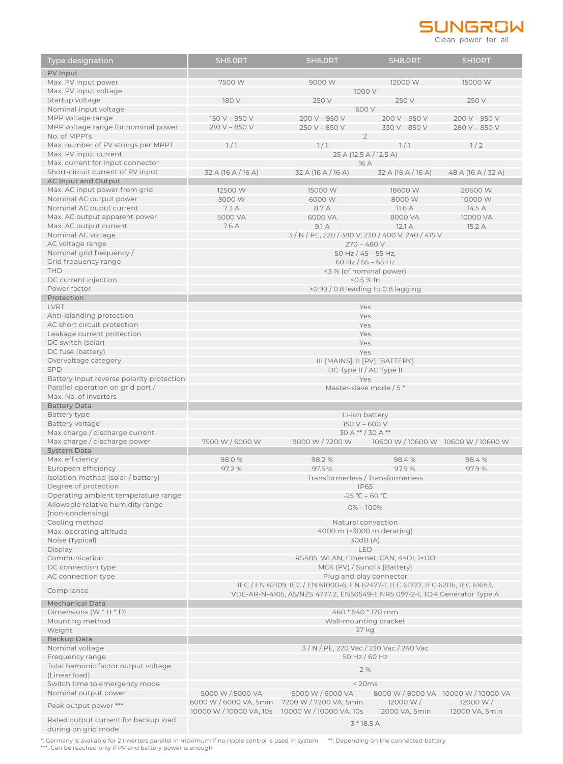| Type designation | SH5.0RT | SH6.0RT | SH8.0RT | SH10RT |
|---|---|---|---|---|
| **PV Input** | | | | |
| Max. PV input power | 7500 W | 9000 W | 12000 W | 15000 W |
| Max. PV input voltage | 1000 V | | | |
| Startup voltage | 180 V | 250 V | 250 V | 250 V |
| Nominal input voltage | 600 V | | | |
| MPP voltage range | 150 V – 950 V | 200 V – 950 V | 200 V – 950 V | 200 V – 950 V |
| MPP voltage range for nominal power | 210 V – 850 V | 250 V – 850 V | 330 V – 850 V | 280 V – 850 V |
| No. of MPPTs | 2 | | | |
| Max. number of PV strings per MPPT | 1 / 1 | 1 / 1 | 1 / 1 | 1 / 2 |
| Max. PV input current | 25 A (12.5 A / 12.5 A) | | | |
| Max. current for input connector | 16 A | | | |
| Short-circuit current of PV input | 32 A (16 A / 16 A) | 32 A (16 A / 16 A) | 32 A (16 A / 16 A) | 48 A (16 A / 32 A) |
| **AC Input and Output** | | | | |
| Max. AC input power from grid | 12500 W | 15000 W | 18600 W | 20600 W |
| Nominal AC output power | 5000 W | 6000 W | 8000 W | 10000 W |
| Nominal AC ouput current | 7.3 A | 8.7 A | 11.6 A | 14.5 A |
| Max. AC output apparent power | 5000 VA | 6000 VA | 8000 VA | 10000 VA |
| Max. AC output current | 7.6 A | 9.1 A | 12.1 A | 15.2 A |
| Nominal AC voltage | 3 / N / PE, 220 / 380 V; 230 / 400 V; 240 / 415 V | | | |
| AC voltage range | 270 – 480 V | | | |
| Nominal grid frequency / Grid frequency range | 50 Hz / 45 – 55 Hz, 60 Hz / 55 – 65 Hz | | | |
| THD | <3 % (of nominal power) | | | |
| DC current injection | <0.5 % In | | | |
| Power factor | >0.99 / 0.8 leading to 0.8 lagging | | | |
| **Protection** | | | | |
| LVRT | Yes | | | |
| Anti-islanding protection | Yes | | | |
| AC short circuit protection | Yes | | | |
| Leakage current protection | Yes | | | |
| DC switch (solar) | Yes | | | |
| DC fuse (battery) | Yes | | | |
| Overvoltage category | III [MAINS], II [PV] [BATTERY] | | | |
| SPD | DC Type II / AC Type II | | | |
| Battery input reverse polarity protection | Yes | | | |
| Parallel operation on grid port / Max. No. of inverters | Master-slave mode / 5 * | | | |
| **Battery Data** | | | | |
| Battery type | Li-ion battery | | | |
| Battery voltage | 150 V – 600 V | | | |
| Max charge / discharge current | 30 A ** / 30 A ** | | | |
| Max charge / discharge power | 7500 W / 6000 W | 9000 W / 7200 W | 10600 W / 10600 W | 10600 W / 10600 W |
| **System Data** | | | | |
| Max. efficiency | 98.0 % | 98.2 % | 98.4 % | 98.4 % |
| European efficiency | 97.2 % | 97.5 % | 97.9 % | 97.9 % |
| Isolation method (solar / battery) | Transformerless / Transformerless | | | |
| Degree of protection | IP65 | | | |
| Operating ambient temperature range | -25 ℃ – 60 ℃ | | | |
| Allowable relative humidity range (non-condensing) | 0% – 100% | | | |
| Cooling method | Natural convection | | | |
| Max. operating altitude | 4000 m (>3000 m derating) | | | |
| Noise (Typical) | 30dB (A) | | | |
| Display | LED | | | |
| Communication | RS485, WLAN, Ethernet, CAN, 4×DI, 1×DO | | | |
| DC connection type | MC4 (PV) / Sunclix (Battery) | | | |
| AC connection type | Plug and play connector | | | |
| Compliance | IEC / EN 62109, IEC / EN 61000-6, EN 62477-1, IEC 61727, IEC 62116, IEC 61683, VDE-AR-N-4105, AS/NZS 4777.2, EN50549-1, NRS 097-2-1, TOR Generator Type A | | | |
| **Mechanical Data** | | | | |
| Dimensions (W * H * D) | 460 * 540 * 170 mm | | | |
| Mounting method | Wall-mounting bracket | | | |
| Weight | 27 kg | | | |
| **Backup Data** | | | | |
| Nominal voltage | 3 / N / PE, 220 Vac / 230 Vac / 240 Vac | | | |
| Frequency range | 50 Hz / 60 Hz | | | |
| Total hamonic factor output voltage (Linear load) | 2 % | | | |
| Switch time to emergency mode | < 20ms | | | |
| Nominal output power | 5000 W / 5000 VA | 6000 W / 6000 VA | 8000 W / 8000 VA | 10000 W / 10000 VA |
| Peak output power *** | 6000 W / 6000 VA, 5min 10000 W / 10000 VA, 10s | 7200 W / 7200 VA, 5min 10000 W / 10000 VA, 10s | 12000 W / 12000 VA, 5min | 12000 W / 12000 VA, 5min |
| Rated output current for backup load during on grid mode | 3 * 18.5 A | | | |

*: Germany is available for 2 inverters parallel in maximum if no ripple control is used in system **: Depending on the connected battery
***: Can be reached only if PV and battery power is enough